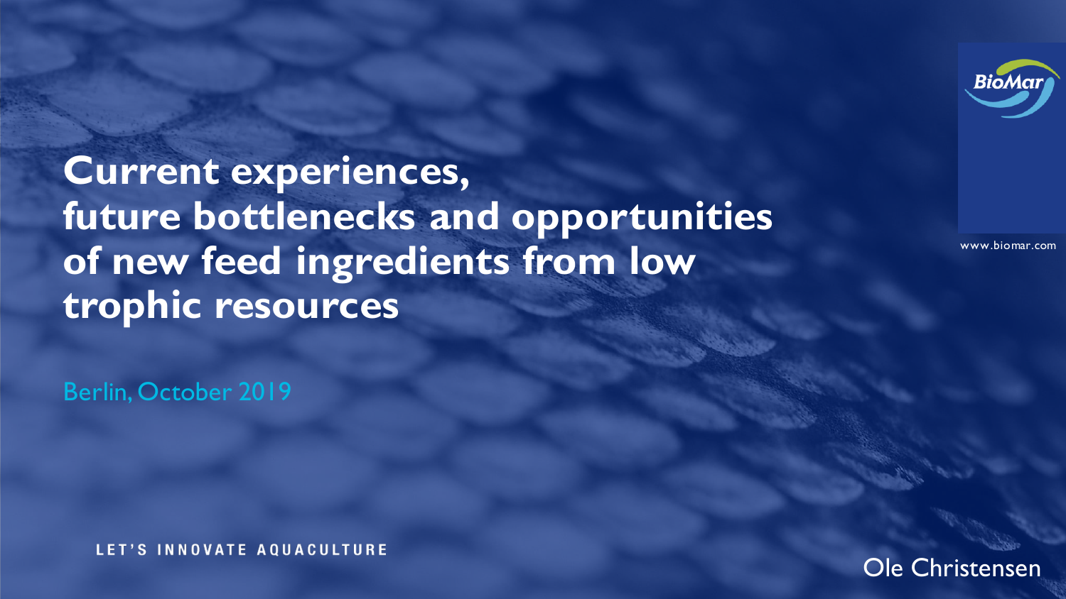# Current experiences, future bottlenecks and opportunities of new feed ingredients from low trophic resources

Berlin, October 2019

LET'S INNOVATE AQUACULTURE

BioMar

www.biomar.com

Ole Christensen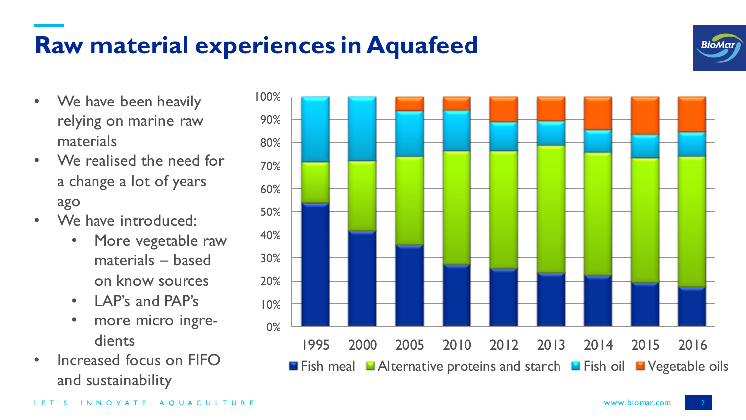# Raw material experiences in Aquafeed

- We have been heavily relying on marine raw materials
- We realised the need for a change a lot of years ago
- We have introduced:
  - More vegetable raw materials – based on know sources
  - LAP's and PAP's
  - more micro ingre-dients
- Increased focus on FIFO and sustainability

100%
90%
80%
70%
60%
50%
40%
30%
20%
10%
0%

1995 2000 2005 2010 2012 2013 2014 2015 2016

Fish meal · Alternative proteins and starch · Fish oil · Vegetable oils

LET'S INNOVATE AQUACULTURE

www.biomar.com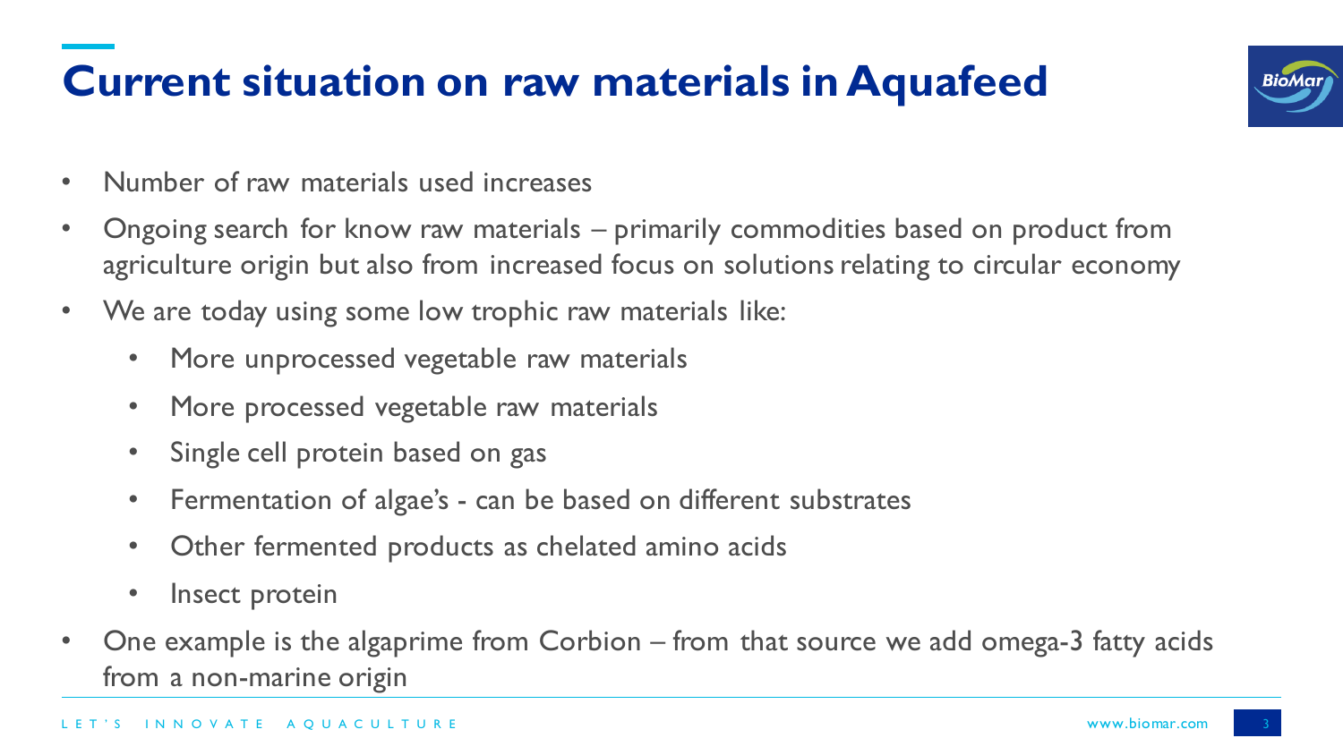# Current situation on raw materials in Aquafeed

- Number of raw materials used increases
- Ongoing search for know raw materials – primarily commodities based on product from agriculture origin but also from increased focus on solutions relating to circular economy
- We are today using some low trophic raw materials like:
  - More unprocessed vegetable raw materials
  - More processed vegetable raw materials
  - Single cell protein based on gas
  - Fermentation of algae's - can be based on different substrates
  - Other fermented products as chelated amino acids
  - Insect protein
- One example is the algaprime from Corbion – from that source we add omega-3 fatty acids from a non-marine origin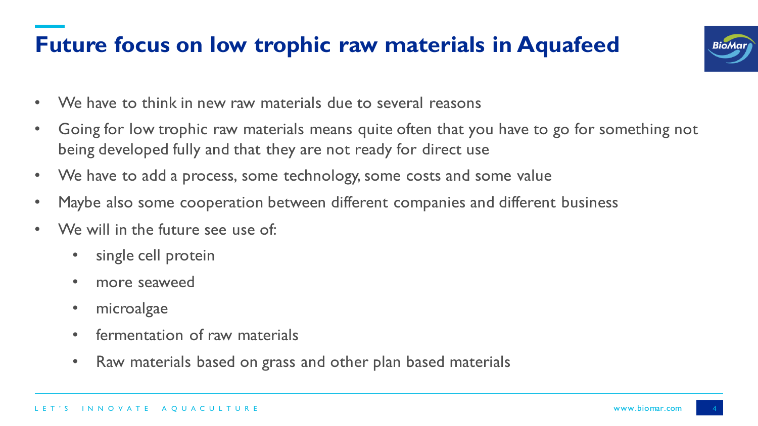# Future focus on low trophic raw materials in Aquafeed

- We have to think in new raw materials due to several reasons
- Going for low trophic raw materials means quite often that you have to go for something not being developed fully and that they are not ready for direct use
- We have to add a process, some technology, some costs and some value
- Maybe also some cooperation between different companies and different business
- We will in the future see use of:
  - single cell protein
  - more seaweed
  - microalgae
  - fermentation of raw materials
  - Raw materials based on grass and other plan based materials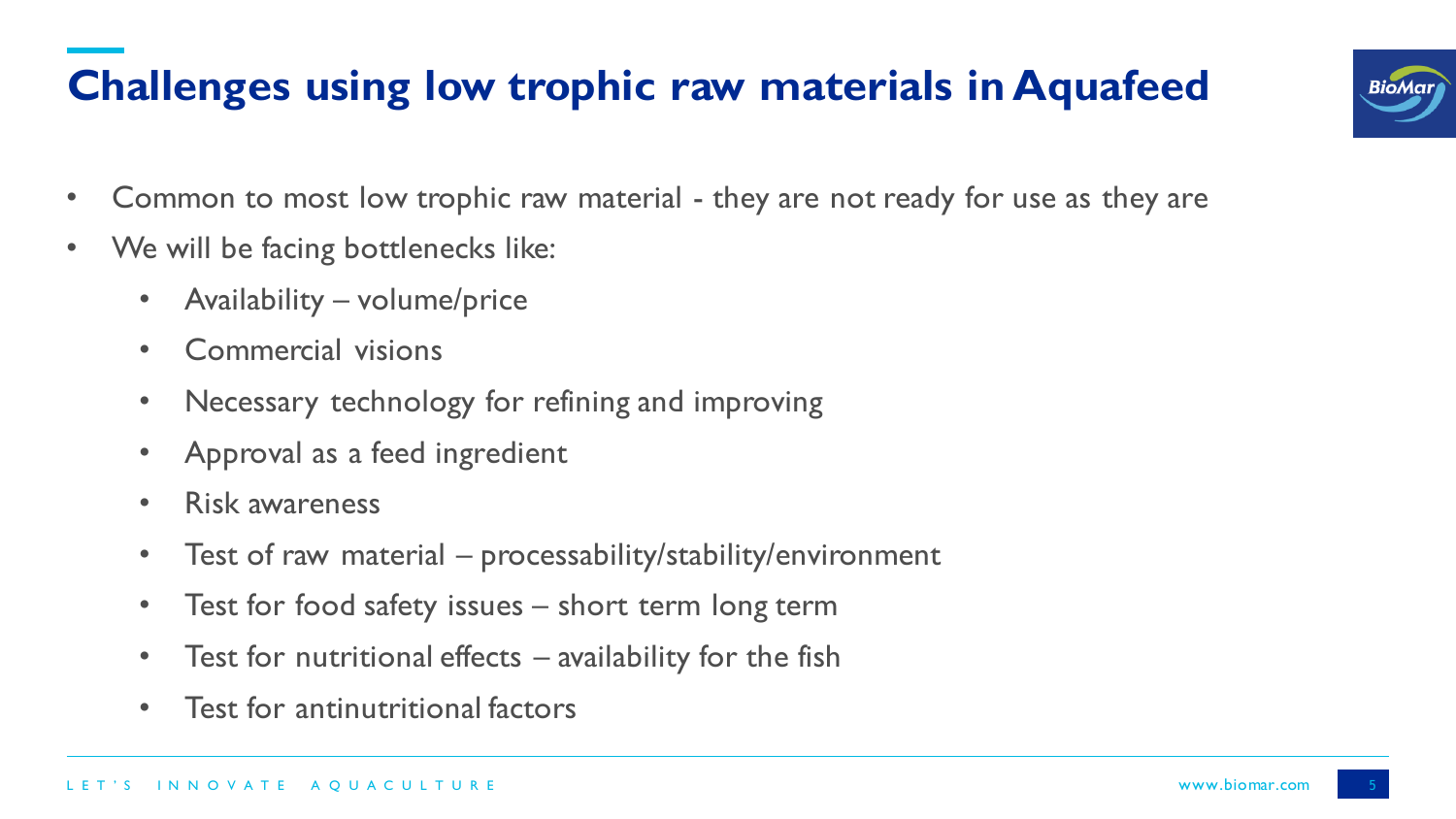# Challenges using low trophic raw materials in Aquafeed

- Common to most low trophic raw material - they are not ready for use as they are
- We will be facing bottlenecks like:
  - Availability – volume/price
  - Commercial visions
  - Necessary technology for refining and improving
  - Approval as a feed ingredient
  - Risk awareness
  - Test of raw material – processability/stability/environment
  - Test for food safety issues – short term long term
  - Test for nutritional effects – availability for the fish
  - Test for antinutritional factors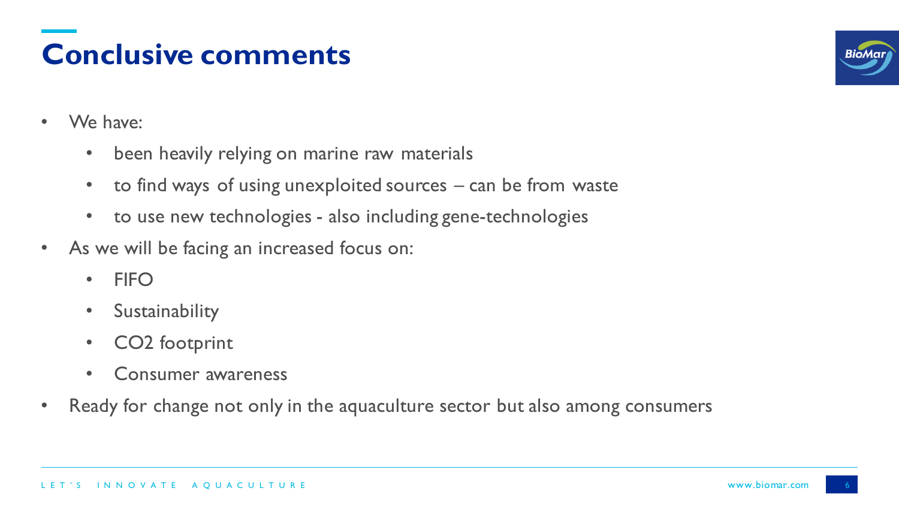# Conclusive comments

- We have:
  - been heavily relying on marine raw materials
  - to find ways of using unexploited sources – can be from waste
  - to use new technologies - also including gene-technologies
- As we will be facing an increased focus on:
  - FIFO
  - Sustainability
  - $CO_2$ footprint
  - Consumer awareness
- Ready for change not only in the aquaculture sector but also among consumers